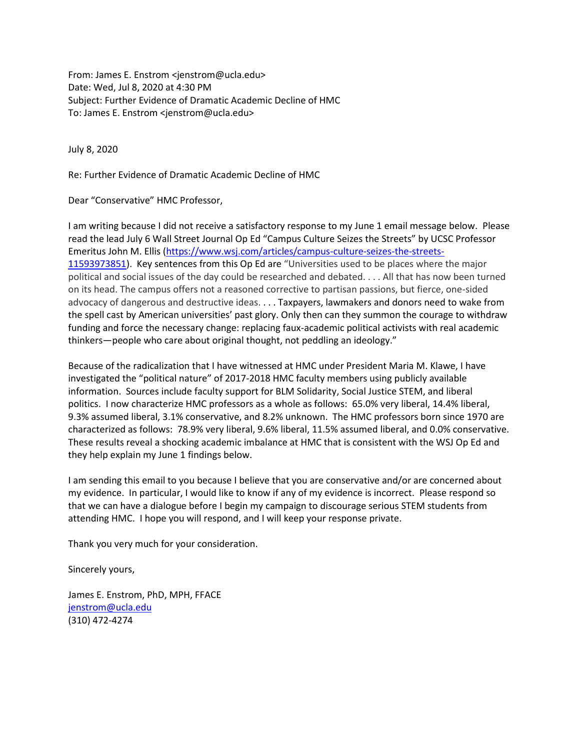From: James E. Enstrom <jenstrom@ucla.edu>
Date: Wed, Jul 8, 2020 at 4:30 PM
Subject: Further Evidence of Dramatic Academic Decline of HMC
To: James E. Enstrom <jenstrom@ucla.edu>

July 8, 2020

Re: Further Evidence of Dramatic Academic Decline of HMC

Dear "Conservative" HMC Professor,

I am writing because I did not receive a satisfactory response to my June 1 email message below. Please read the lead July 6 Wall Street Journal Op Ed "Campus Culture Seizes the Streets" by UCSC Professor Emeritus John M. Ellis (https://www.wsj.com/articles/campus-culture-seizes-the-streets-11593973851). Key sentences from this Op Ed are "Universities used to be places where the major political and social issues of the day could be researched and debated. . . . All that has now been turned on its head. The campus offers not a reasoned corrective to partisan passions, but fierce, one-sided advocacy of dangerous and destructive ideas. . . . Taxpayers, lawmakers and donors need to wake from the spell cast by American universities' past glory. Only then can they summon the courage to withdraw funding and force the necessary change: replacing faux-academic political activists with real academic thinkers—people who care about original thought, not peddling an ideology."

Because of the radicalization that I have witnessed at HMC under President Maria M. Klawe, I have investigated the "political nature" of 2017-2018 HMC faculty members using publicly available information. Sources include faculty support for BLM Solidarity, Social Justice STEM, and liberal politics. I now characterize HMC professors as a whole as follows: 65.0% very liberal, 14.4% liberal, 9.3% assumed liberal, 3.1% conservative, and 8.2% unknown. The HMC professors born since 1970 are characterized as follows: 78.9% very liberal, 9.6% liberal, 11.5% assumed liberal, and 0.0% conservative. These results reveal a shocking academic imbalance at HMC that is consistent with the WSJ Op Ed and they help explain my June 1 findings below.

I am sending this email to you because I believe that you are conservative and/or are concerned about my evidence. In particular, I would like to know if any of my evidence is incorrect. Please respond so that we can have a dialogue before I begin my campaign to discourage serious STEM students from attending HMC. I hope you will respond, and I will keep your response private.

Thank you very much for your consideration.

Sincerely yours,

James E. Enstrom, PhD, MPH, FFACE
jenstrom@ucla.edu
(310) 472-4274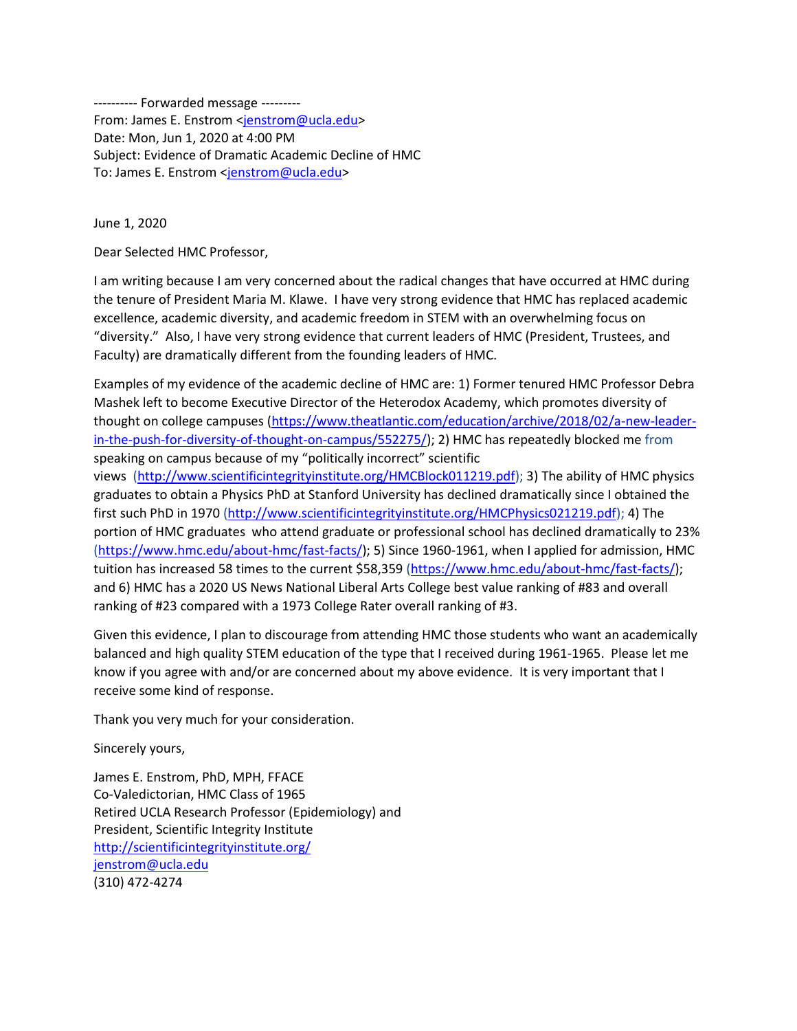---------- Forwarded message ---------
From: James E. Enstrom <jenstrom@ucla.edu>
Date: Mon, Jun 1, 2020 at 4:00 PM
Subject: Evidence of Dramatic Academic Decline of HMC
To: James E. Enstrom <jenstrom@ucla.edu>

June 1, 2020

Dear Selected HMC Professor,

I am writing because I am very concerned about the radical changes that have occurred at HMC during the tenure of President Maria M. Klawe. I have very strong evidence that HMC has replaced academic excellence, academic diversity, and academic freedom in STEM with an overwhelming focus on "diversity." Also, I have very strong evidence that current leaders of HMC (President, Trustees, and Faculty) are dramatically different from the founding leaders of HMC.

Examples of my evidence of the academic decline of HMC are: 1) Former tenured HMC Professor Debra Mashek left to become Executive Director of the Heterodox Academy, which promotes diversity of thought on college campuses (https://www.theatlantic.com/education/archive/2018/02/a-new-leader-in-the-push-for-diversity-of-thought-on-campus/552275/); 2) HMC has repeatedly blocked me from speaking on campus because of my "politically incorrect" scientific views (http://www.scientificintegrityinstitute.org/HMCBlock011219.pdf); 3) The ability of HMC physics graduates to obtain a Physics PhD at Stanford University has declined dramatically since I obtained the first such PhD in 1970 (http://www.scientificintegrityinstitute.org/HMCPhysics021219.pdf); 4) The portion of HMC graduates who attend graduate or professional school has declined dramatically to 23% (https://www.hmc.edu/about-hmc/fast-facts/); 5) Since 1960-1961, when I applied for admission, HMC tuition has increased 58 times to the current $58,359 (https://www.hmc.edu/about-hmc/fast-facts/); and 6) HMC has a 2020 US News National Liberal Arts College best value ranking of #83 and overall ranking of #23 compared with a 1973 College Rater overall ranking of #3.

Given this evidence, I plan to discourage from attending HMC those students who want an academically balanced and high quality STEM education of the type that I received during 1961-1965. Please let me know if you agree with and/or are concerned about my above evidence. It is very important that I receive some kind of response.

Thank you very much for your consideration.

Sincerely yours,

James E. Enstrom, PhD, MPH, FFACE
Co-Valedictorian, HMC Class of 1965
Retired UCLA Research Professor (Epidemiology) and
President, Scientific Integrity Institute
http://scientificintegrityinstitute.org/
jenstrom@ucla.edu
(310) 472-4274